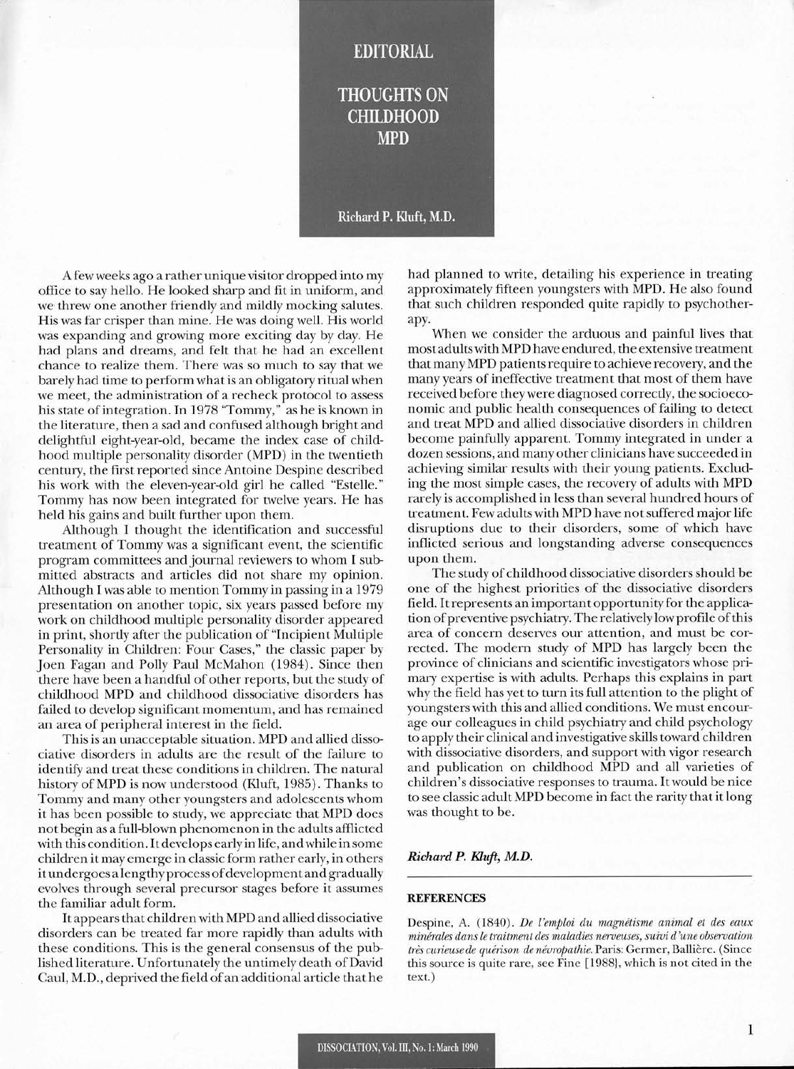# EDITORIAL

## THOUGHTS ON CHILDHOOD MPD

**Richard P. Kluft, M.D.**

A few weeks ago a rather unique visitor dropped into my office to say hello. He looked sharp and fit in uniform, and we threw one another friendly and mildly mocking salutes. His was far crisper than mine. He was doing well. His world was expanding and growing more exciting day by day. He had plans and dreams, and felt that he had an excellent chance to realize them. There was so much to say that we barely had time to perform what is an obligatory ritual when we meet, the administration of a recheck protocol to assess his state of integration. In 1978 "Tommy," as he is known in the literature, then a sad and confused although bright and delightful eight-year-old, became the index case of childhood multiple personality disorder (MPD) in the twentieth century, the first reported since Antoine Despine described his work with the eleven-year-old girl he called "Estelle." Tommy has now been integrated for twelve years. He has held his gains and built further upon them.

Although I thought the identification and successful treatment of Tommy was a significant event, the scientific program committees and journal reviewers to whom I submitted abstracts and articles did not share my opinion. Although I was able to mention Tommy in passing in a 1979 presentation on another topic, six years passed before my work on childhood multiple personality disorder appeared in print, shortly after the publication of "Incipient Multiple Personality in Children: Four Cases," the classic paper by Joen Fagan and Polly Paul McMahon (1984). Since then there have been a handful of other reports, but the study of childhood MPD and childhood dissociative disorders has failed to develop significant momentum, and has remained an area of peripheral interest in the field.

This is an unacceptable situation. MPD and allied dissociative disorders in adults are the result of the failure to identify and treat these conditions in children. The natural history of MPD is now understood (Kluft, 1985). Thanks to Tommy and many other youngsters and adolescents whom it has been possible to study, we appreciate that MPD does not begin as a full-blown phenomenon in the adults afflicted with this condition. It develops early in life, and while in some children it may emerge in classic form rather early, in others it undergoes a lengthy process of development and gradually evolves through several precursor stages before it assumes the familiar adult form.

It appears that children with MPD and allied dissociative disorders can be treated far more rapidly than adults with these conditions. This is the general consensus of the published literature. Unfortunately the untimely death of David Caul, M.D., deprived the field of an additional article that he had planned to write, detailing his experience in treating approximately fifteen youngsters with MPD. He also found that such children responded quite rapidly to psychotherapy.

When we consider the arduous and painful lives that most adults with MPD have endured, the extensive treatment that many MPD patients require to achieve recovery, and the many years of ineffective treatment that most of them have received before they were diagnosed correctly, the socioeconomic and public health consequences of failing to detect and treat MPD and allied dissociative disorders in children become painfully apparent. Tommy integrated in under a dozen sessions, and many other clinicians have succeeded in achieving similar results with their young patients. Excluding the most simple cases, the recovery of adults with MPD rarely is accomplished in less than several hundred hours of treatment. Few adults with MPD have not suffered major life disruptions due to their disorders, some of which have inflicted serious and longstanding adverse consequences upon them.

The study of childhood dissociative disorders should be one of the highest priorities of the dissociative disorders field. It represents an important opportunity for the application of preventive psychiatry. The relatively low profile of this area of concern deserves our attention, and must be corrected. The modern study of MPD has largely been the province of clinicians and scientific investigators whose primary expertise is with adults. Perhaps this explains in part why the field has yet to turn its full attention to the plight of youngsters with this and allied conditions. We must encourage our colleagues in child psychiatry and child psychology to apply their clinical and investigative skills toward children with dissociative disorders, and support with vigor research and publication on childhood MPD and all varieties of children's dissociative responses to trauma. It would be nice to see classic adult MPD become in fact the rarity that it long was thought to be.

***Richard P. Kluft, M.D.***

### REFERENCES

Despine, A. (1840). *De l'emploi du magnétisme animal et des eaux minérales dans le traitment des maladies nerveuses, suivi d'une observation très curieuse de quérison de névropathie.* Paris: Germer, Ballière. (Since this source is quite rare, see Fine [1988], which is not cited in the text.)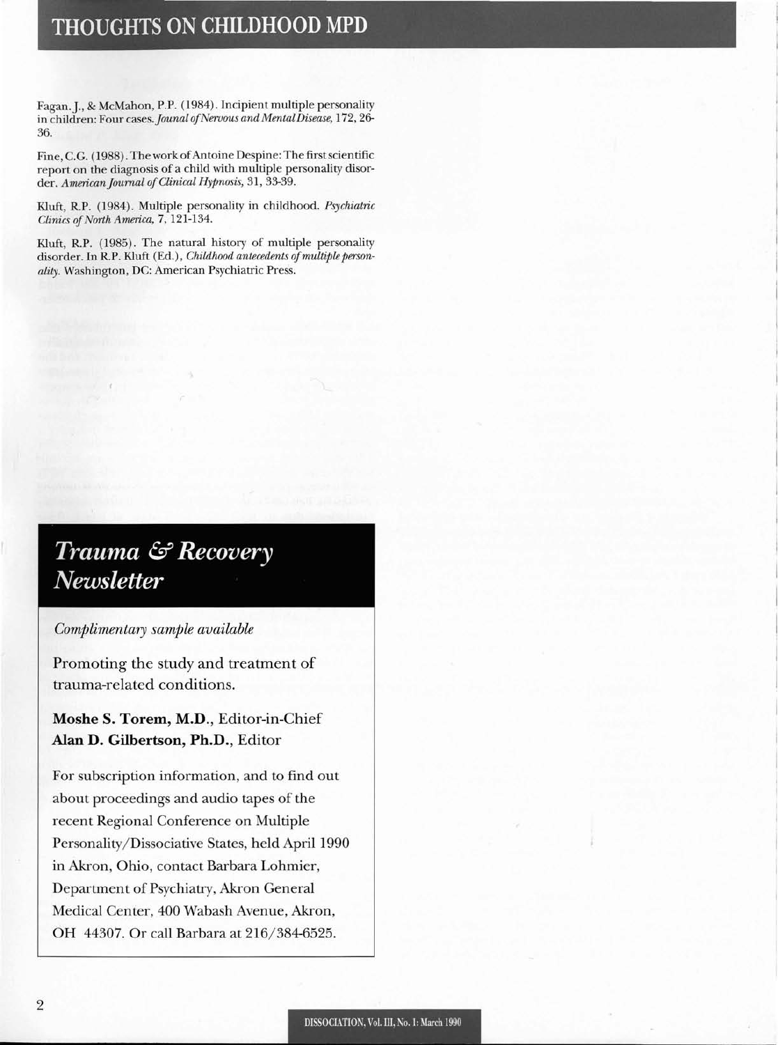Fagan, J., & McMahon, P.P. (1984). Incipient multiple personality in children: Four cases. *Jounal of Nervous and Mental Disease,* 172, 26-36.

Fine, C.G. (1988). The work of Antoine Despine: The first scientific report on the diagnosis of a child with multiple personality disorder. *American Journal of Clinical Hypnosis,* 31, 33-39.

Kluft, R.P. (1984). Multiple personality in childhood. *Psychiatric Clinics of North America,* 7, 121-134.

Kluft, R.P. (1985). The natural history of multiple personality disorder. In R.P. Kluft (Ed.), *Childhood antecedents of multiple personality.* Washington, DC: American Psychiatric Press.

## *Trauma & Recovery Newsletter*

*Complimentary sample available*

Promoting the study and treatment of trauma-related conditions.

**Moshe S. Torem, M.D.**, Editor-in-Chief
**Alan D. Gilbertson, Ph.D.**, Editor

For subscription information, and to find out about proceedings and audio tapes of the recent Regional Conference on Multiple Personality/Dissociative States, held April 1990 in Akron, Ohio, contact Barbara Lohmier, Department of Psychiatry, Akron General Medical Center, 400 Wabash Avenue, Akron, OH 44307. Or call Barbara at 216/384-6525.